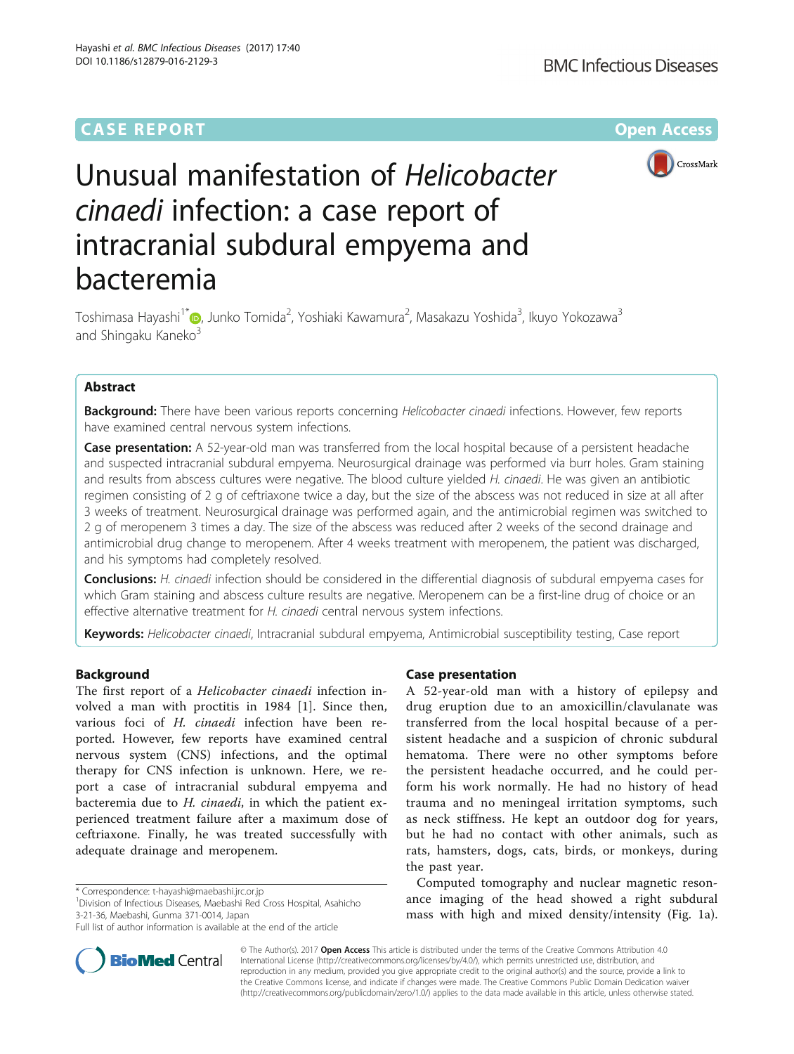CASE REPORT

Open Access

# Unusual manifestation of *Helicobacter cinaedi* infection: a case report of intracranial subdural empyema and bacteremia

Toshimasa Hayashi[1*], Junko Tomida[2], Yoshiaki Kawamura[2], Masakazu Yoshida[3], Ikuyo Yokozawa[3] and Shingaku Kaneko[3]

## Abstract

**Background:** There have been various reports concerning *Helicobacter cinaedi* infections. However, few reports have examined central nervous system infections.

**Case presentation:** A 52-year-old man was transferred from the local hospital because of a persistent headache and suspected intracranial subdural empyema. Neurosurgical drainage was performed via burr holes. Gram staining and results from abscess cultures were negative. The blood culture yielded *H. cinaedi*. He was given an antibiotic regimen consisting of 2 g of ceftriaxone twice a day, but the size of the abscess was not reduced in size at all after 3 weeks of treatment. Neurosurgical drainage was performed again, and the antimicrobial regimen was switched to 2 g of meropenem 3 times a day. The size of the abscess was reduced after 2 weeks of the second drainage and antimicrobial drug change to meropenem. After 4 weeks treatment with meropenem, the patient was discharged, and his symptoms had completely resolved.

**Conclusions:** *H. cinaedi* infection should be considered in the differential diagnosis of subdural empyema cases for which Gram staining and abscess culture results are negative. Meropenem can be a first-line drug of choice or an effective alternative treatment for *H. cinaedi* central nervous system infections.

**Keywords:** *Helicobacter cinaedi*, Intracranial subdural empyema, Antimicrobial susceptibility testing, Case report

## Background

The first report of a *Helicobacter cinaedi* infection involved a man with proctitis in 1984 [1]. Since then, various foci of *H. cinaedi* infection have been reported. However, few reports have examined central nervous system (CNS) infections, and the optimal therapy for CNS infection is unknown. Here, we report a case of intracranial subdural empyema and bacteremia due to *H. cinaedi*, in which the patient experienced treatment failure after a maximum dose of ceftriaxone. Finally, he was treated successfully with adequate drainage and meropenem.

## Case presentation

A 52-year-old man with a history of epilepsy and drug eruption due to an amoxicillin/clavulanate was transferred from the local hospital because of a persistent headache and a suspicion of chronic subdural hematoma. There were no other symptoms before the persistent headache occurred, and he could perform his work normally. He had no history of head trauma and no meningeal irritation symptoms, such as neck stiffness. He kept an outdoor dog for years, but he had no contact with other animals, such as rats, hamsters, dogs, cats, birds, or monkeys, during the past year.

Computed tomography and nuclear magnetic resonance imaging of the head showed a right subdural mass with high and mixed density/intensity (Fig. 1a).

\* Correspondence: t-hayashi@maebashi.jrc.or.jp

[1]Division of Infectious Diseases, Maebashi Red Cross Hospital, Asahicho 3-21-36, Maebashi, Gunma 371-0014, Japan

Full list of author information is available at the end of the article

© The Author(s). 2017 **Open Access** This article is distributed under the terms of the Creative Commons Attribution 4.0 International License (http://creativecommons.org/licenses/by/4.0/), which permits unrestricted use, distribution, and reproduction in any medium, provided you give appropriate credit to the original author(s) and the source, provide a link to the Creative Commons license, and indicate if changes were made. The Creative Commons Public Domain Dedication waiver (http://creativecommons.org/publicdomain/zero/1.0/) applies to the data made available in this article, unless otherwise stated.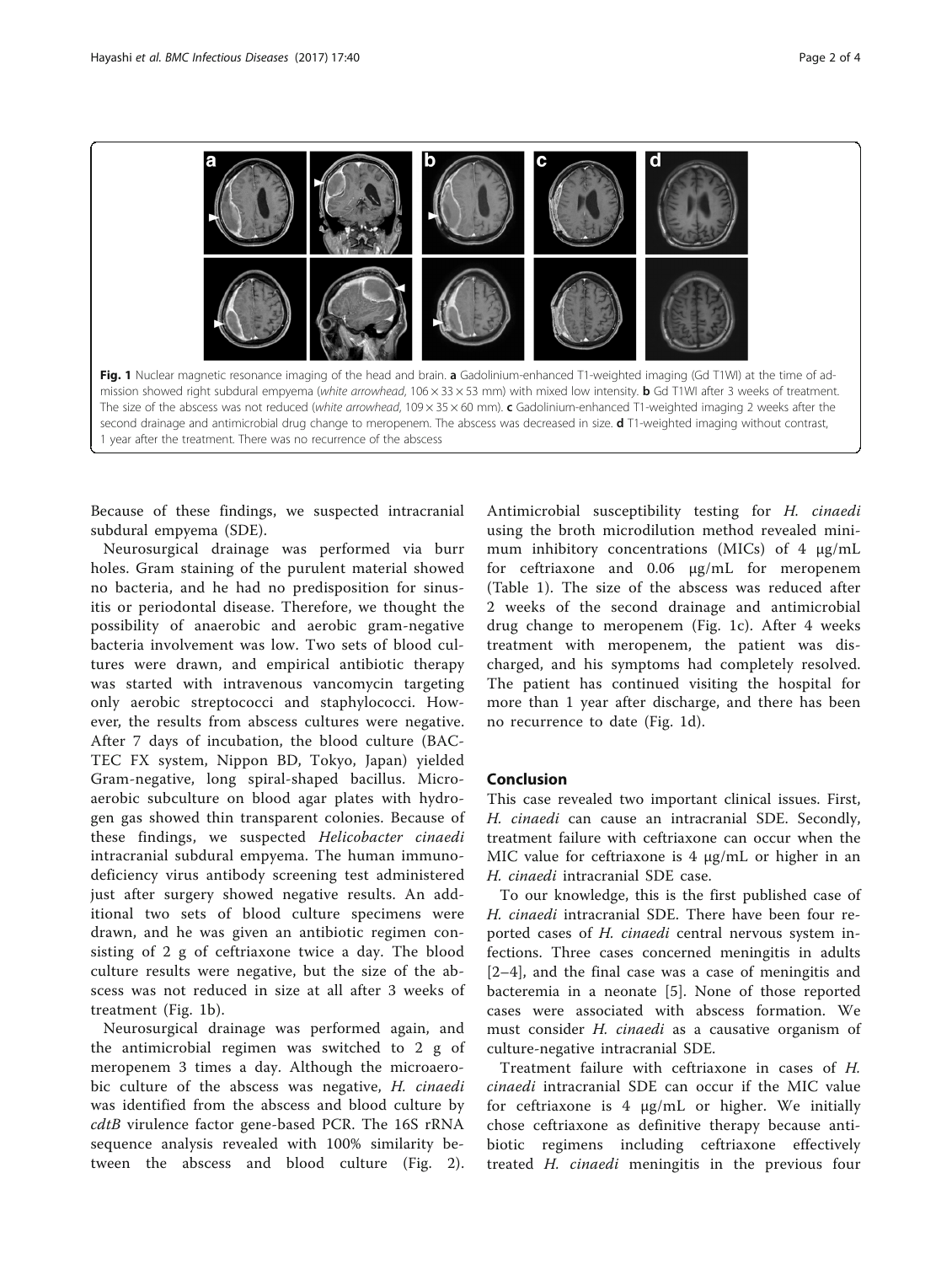Fig. 1 Nuclear magnetic resonance imaging of the head and brain. **a** Gadolinium-enhanced T1-weighted imaging (Gd T1WI) at the time of admission showed right subdural empyema (*white arrowhead*, 106 × 33 × 53 mm) with mixed low intensity. **b** Gd T1WI after 3 weeks of treatment. The size of the abscess was not reduced (*white arrowhead*, 109 × 35 × 60 mm). **c** Gadolinium-enhanced T1-weighted imaging 2 weeks after the second drainage and antimicrobial drug change to meropenem. The abscess was decreased in size. **d** T1-weighted imaging without contrast, 1 year after the treatment. There was no recurrence of the abscess

Because of these findings, we suspected intracranial subdural empyema (SDE).

Neurosurgical drainage was performed via burr holes. Gram staining of the purulent material showed no bacteria, and he had no predisposition for sinusitis or periodontal disease. Therefore, we thought the possibility of anaerobic and aerobic gram-negative bacteria involvement was low. Two sets of blood cultures were drawn, and empirical antibiotic therapy was started with intravenous vancomycin targeting only aerobic streptococci and staphylococci. However, the results from abscess cultures were negative. After 7 days of incubation, the blood culture (BACTEC FX system, Nippon BD, Tokyo, Japan) yielded Gram-negative, long spiral-shaped bacillus. Microaerobic subculture on blood agar plates with hydrogen gas showed thin transparent colonies. Because of these findings, we suspected *Helicobacter cinaedi* intracranial subdural empyema. The human immunodeficiency virus antibody screening test administered just after surgery showed negative results. An additional two sets of blood culture specimens were drawn, and he was given an antibiotic regimen consisting of 2 g of ceftriaxone twice a day. The blood culture results were negative, but the size of the abscess was not reduced in size at all after 3 weeks of treatment (Fig. 1b).

Neurosurgical drainage was performed again, and the antimicrobial regimen was switched to 2 g of meropenem 3 times a day. Although the microaerobic culture of the abscess was negative, *H. cinaedi* was identified from the abscess and blood culture by *cdtB* virulence factor gene-based PCR. The 16S rRNA sequence analysis revealed with 100% similarity between the abscess and blood culture (Fig. 2). Antimicrobial susceptibility testing for *H. cinaedi* using the broth microdilution method revealed minimum inhibitory concentrations (MICs) of 4 μg/mL for ceftriaxone and 0.06 μg/mL for meropenem (Table 1). The size of the abscess was reduced after 2 weeks of the second drainage and antimicrobial drug change to meropenem (Fig. 1c). After 4 weeks treatment with meropenem, the patient was discharged, and his symptoms had completely resolved. The patient has continued visiting the hospital for more than 1 year after discharge, and there has been no recurrence to date (Fig. 1d).

## Conclusion

This case revealed two important clinical issues. First, *H. cinaedi* can cause an intracranial SDE. Secondly, treatment failure with ceftriaxone can occur when the MIC value for ceftriaxone is 4 μg/mL or higher in an *H. cinaedi* intracranial SDE case.

To our knowledge, this is the first published case of *H. cinaedi* intracranial SDE. There have been four reported cases of *H. cinaedi* central nervous system infections. Three cases concerned meningitis in adults [2–4], and the final case was a case of meningitis and bacteremia in a neonate [5]. None of those reported cases were associated with abscess formation. We must consider *H. cinaedi* as a causative organism of culture-negative intracranial SDE.

Treatment failure with ceftriaxone in cases of *H. cinaedi* intracranial SDE can occur if the MIC value for ceftriaxone is 4 μg/mL or higher. We initially chose ceftriaxone as definitive therapy because antibiotic regimens including ceftriaxone effectively treated *H. cinaedi* meningitis in the previous four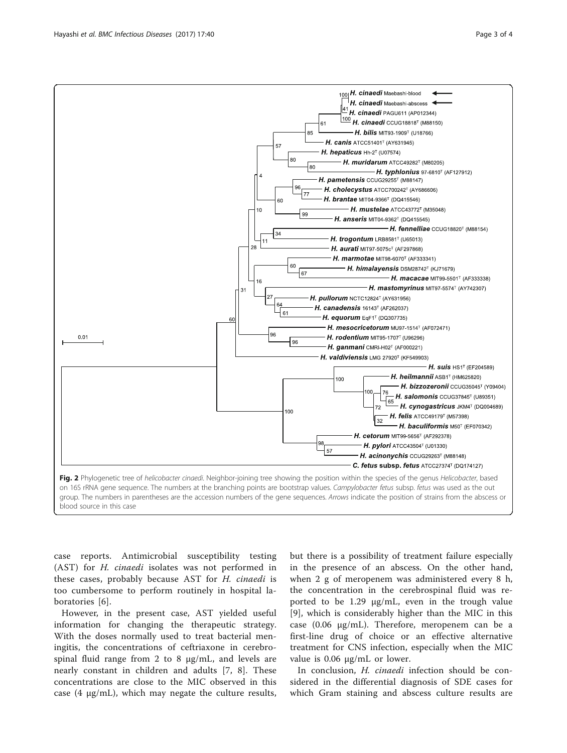Fig. 2 Phylogenetic tree of *helicobacter cinaedi*. Neighbor-joining tree showing the position within the species of the genus *Helicobacter*, based on 16S rRNA gene sequence. The numbers at the branching points are bootstrap values. *Campylobacter fetus* subsp. *fetus* was used as the out group. The numbers in parentheses are the accession numbers of the gene sequences. *Arrows* indicate the position of strains from the abscess or blood source in this case

case reports. Antimicrobial susceptibility testing (AST) for *H. cinaedi* isolates was not performed in these cases, probably because AST for *H. cinaedi* is too cumbersome to perform routinely in hospital laboratories [6].

However, in the present case, AST yielded useful information for changing the therapeutic strategy. With the doses normally used to treat bacterial meningitis, the concentrations of ceftriaxone in cerebrospinal fluid range from 2 to 8 μg/mL, and levels are nearly constant in children and adults [7, 8]. These concentrations are close to the MIC observed in this case (4 μg/mL), which may negate the culture results, but there is a possibility of treatment failure especially in the presence of an abscess. On the other hand, when 2 g of meropenem was administered every 8 h, the concentration in the cerebrospinal fluid was reported to be 1.29 μg/mL, even in the trough value [9], which is considerably higher than the MIC in this case (0.06 μg/mL). Therefore, meropenem can be a first-line drug of choice or an effective alternative treatment for CNS infection, especially when the MIC value is 0.06 μg/mL or lower.

In conclusion, *H. cinaedi* infection should be considered in the differential diagnosis of SDE cases for which Gram staining and abscess culture results are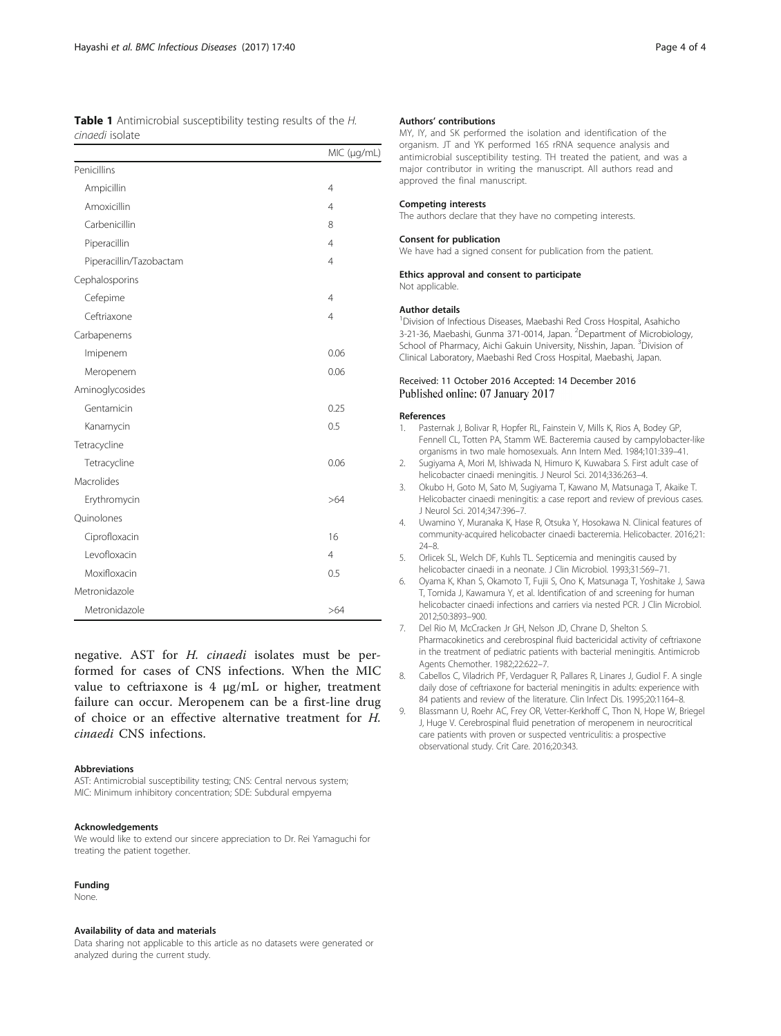**Table 1** Antimicrobial susceptibility testing results of the *H. cinaedi* isolate

| | MIC (μg/mL) |
|---|---|
| Penicillins | |
| Ampicillin | 4 |
| Amoxicillin | 4 |
| Carbenicillin | 8 |
| Piperacillin | 4 |
| Piperacillin/Tazobactam | 4 |
| Cephalosporins | |
| Cefepime | 4 |
| Ceftriaxone | 4 |
| Carbapenems | |
| Imipenem | 0.06 |
| Meropenem | 0.06 |
| Aminoglycosides | |
| Gentamicin | 0.25 |
| Kanamycin | 0.5 |
| Tetracycline | |
| Tetracycline | 0.06 |
| Macrolides | |
| Erythromycin | >64 |
| Quinolones | |
| Ciprofloxacin | 16 |
| Levofloxacin | 4 |
| Moxifloxacin | 0.5 |
| Metronidazole | |
| Metronidazole | >64 |

negative. AST for *H. cinaedi* isolates must be performed for cases of CNS infections. When the MIC value to ceftriaxone is 4 μg/mL or higher, treatment failure can occur. Meropenem can be a first-line drug of choice or an effective alternative treatment for *H. cinaedi* CNS infections.

#### Abbreviations

AST: Antimicrobial susceptibility testing; CNS: Central nervous system; MIC: Minimum inhibitory concentration; SDE: Subdural empyema

#### Acknowledgements

We would like to extend our sincere appreciation to Dr. Rei Yamaguchi for treating the patient together.

#### Funding

None.

#### Availability of data and materials

Data sharing not applicable to this article as no datasets were generated or analyzed during the current study.

#### Authors' contributions

MY, IY, and SK performed the isolation and identification of the organism. JT and YK performed 16S rRNA sequence analysis and antimicrobial susceptibility testing. TH treated the patient, and was a major contributor in writing the manuscript. All authors read and approved the final manuscript.

#### Competing interests

The authors declare that they have no competing interests.

#### Consent for publication

We have had a signed consent for publication from the patient.

#### Ethics approval and consent to participate

Not applicable.

#### Author details

[1]Division of Infectious Diseases, Maebashi Red Cross Hospital, Asahicho 3-21-36, Maebashi, Gunma 371-0014, Japan. [2]Department of Microbiology, School of Pharmacy, Aichi Gakuin University, Nisshin, Japan. [3]Division of Clinical Laboratory, Maebashi Red Cross Hospital, Maebashi, Japan.

Received: 11 October 2016 Accepted: 14 December 2016
Published online: 07 January 2017

#### References

1. Pasternak J, Bolivar R, Hopfer RL, Fainstein V, Mills K, Rios A, Bodey GP, Fennell CL, Totten PA, Stamm WE. Bacteremia caused by campylobacter-like organisms in two male homosexuals. Ann Intern Med. 1984;101:339–41.
2. Sugiyama A, Mori M, Ishiwada N, Himuro K, Kuwabara S. First adult case of helicobacter cinaedi meningitis. J Neurol Sci. 2014;336:263–4.
3. Okubo H, Goto M, Sato M, Sugiyama T, Kawano M, Matsunaga T, Akaike T. Helicobacter cinaedi meningitis: a case report and review of previous cases. J Neurol Sci. 2014;347:396–7.
4. Uwamino Y, Muranaka K, Hase R, Otsuka Y, Hosokawa N. Clinical features of community-acquired helicobacter cinaedi bacteremia. Helicobacter. 2016;21:24–8.
5. Orlicek SL, Welch DF, Kuhls TL. Septicemia and meningitis caused by helicobacter cinaedi in a neonate. J Clin Microbiol. 1993;31:569–71.
6. Oyama K, Khan S, Okamoto T, Fujii S, Ono K, Matsunaga T, Yoshitake J, Sawa T, Tomida J, Kawamura Y, et al. Identification of and screening for human helicobacter cinaedi infections and carriers via nested PCR. J Clin Microbiol. 2012;50:3893–900.
7. Del Rio M, McCracken Jr GH, Nelson JD, Chrane D, Shelton S. Pharmacokinetics and cerebrospinal fluid bactericidal activity of ceftriaxone in the treatment of pediatric patients with bacterial meningitis. Antimicrob Agents Chemother. 1982;22:622–7.
8. Cabellos C, Viladrich PF, Verdaguer R, Pallares R, Linares J, Gudiol F. A single daily dose of ceftriaxone for bacterial meningitis in adults: experience with 84 patients and review of the literature. Clin Infect Dis. 1995;20:1164–8.
9. Blassmann U, Roehr AC, Frey OR, Vetter-Kerkhoff C, Thon N, Hope W, Briegel J, Huge V. Cerebrospinal fluid penetration of meropenem in neurocritical care patients with proven or suspected ventriculitis: a prospective observational study. Crit Care. 2016;20:343.